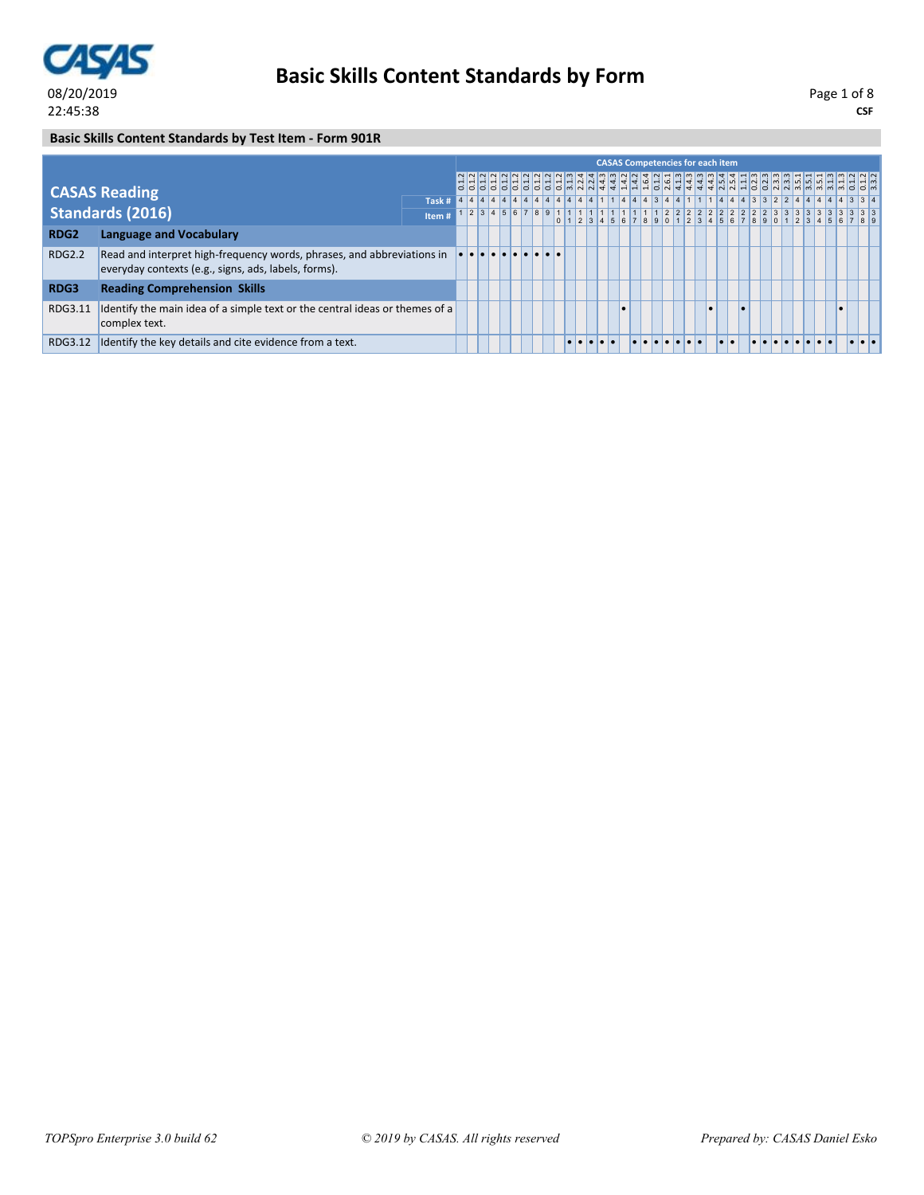## Basic Skills Content Standards by Form

08/20/2019
22:45:38

CSF

### Basic Skills Content Standards by Test Item - Form 901R

| CASAS Reading Standards (2016) | | | 1 | 2 | 3 | 4 | 5 | 6 | 7 | 8 | 9 | 10 | 11 | 12 | 13 | 14 | 15 | 16 | 17 | 18 | 19 | 20 | 21 | 22 | 23 | 24 | 25 | 26 | 27 | 28 | 29 | 30 | 31 | 32 | 33 | 34 | 35 | 36 | 37 | 38 | 39 |
|---|---|---|---|---|---|---|---|---|---|---|---|---|---|---|---|---|---|---|---|---|---|---|---|---|---|---|---|---|---|---|---|---|---|---|---|---|---|---|---|---|---|
| | | CASAS Competencies for each item | 0.1.2 | 0.1.2 | 0.1.2 | 0.1.2 | 0.1.2 | 0.1.2 | 0.1.2 | 0.1.2 | 0.1.2 | 0.1.2 | 3.1.3 | 2.2.4 | 2.2.4 | 4.4.3 | 4.4.3 | 1.4.2 | 1.4.2 | 1.6.4 | 0.1.2 | 2.6.1 | 4.1.3 | 4.4.3 | 4.4.3 | 4.4.3 | 2.5.4 | 2.5.4 | 1.1.1 | 0.2.3 | 0.2.3 | 2.3.3 | 2.3.3 | 2.3.3 | 3.5.1 | 3.5.1 | 3.1.3 | 3.1.3 | 0.1.2 | 0.1.2 | 3.3.2 |
| | | Task # | 4 | 4 | 4 | 4 | 4 | 4 | 4 | 4 | 4 | 4 | 4 | 4 | 4 | 1 | 1 | 4 | 4 | 4 | 3 | 4 | 1 | 1 | 1 | 1 | 4 | 4 | 4 | 3 | 3 | 2 | 2 | 4 | 4 | 4 | 4 | 4 | 3 | 3 | 4 |
| | | Item # | 1 | 2 | 3 | 4 | 5 | 6 | 7 | 8 | 9 | 10 | 11 | 12 | 13 | 14 | 15 | 16 | 17 | 18 | 19 | 20 | 21 | 22 | 23 | 24 | 25 | 26 | 27 | 28 | 29 | 30 | 31 | 32 | 33 | 34 | 35 | 36 | 37 | 38 | 39 |
| **RDG2** | **Language and Vocabulary** | | | | | | | | | | | | | | | | | | | | | | | | | | | | | | | | | | | | | | | | |
| RDG2.2 | Read and interpret high-frequency words, phrases, and abbreviations in everyday contexts (e.g., signs, ads, labels, forms). | | • | • | • | • | • | • | • | • | • | • | | | | | | | | | | | | | | | | | | | | | | | | | | | | | |
| **RDG3** | **Reading Comprehension Skills** | | | | | | | | | | | | | | | | | | | | | | | | | | | | | | | | | | | | | | | | |
| RDG3.11 | Identify the main idea of a simple text or the central ideas or themes of a complex text. | | | | | | | | | | | | | | | | | • | | | | | | | | • | | | • | | | | | | | | | • | | | |
| RDG3.12 | Identify the key details and cite evidence from a text. | | | | | | | | | | | | • | • | • | • | • | | • | • | • | • | • | • | • | | • | • | | • | • | • | • | • | • | • | • | | • | • | • |

*TOPSpro Enterprise 3.0 build 62*

*© 2019 by CASAS. All rights reserved*

*Prepared by: CASAS Daniel Esko*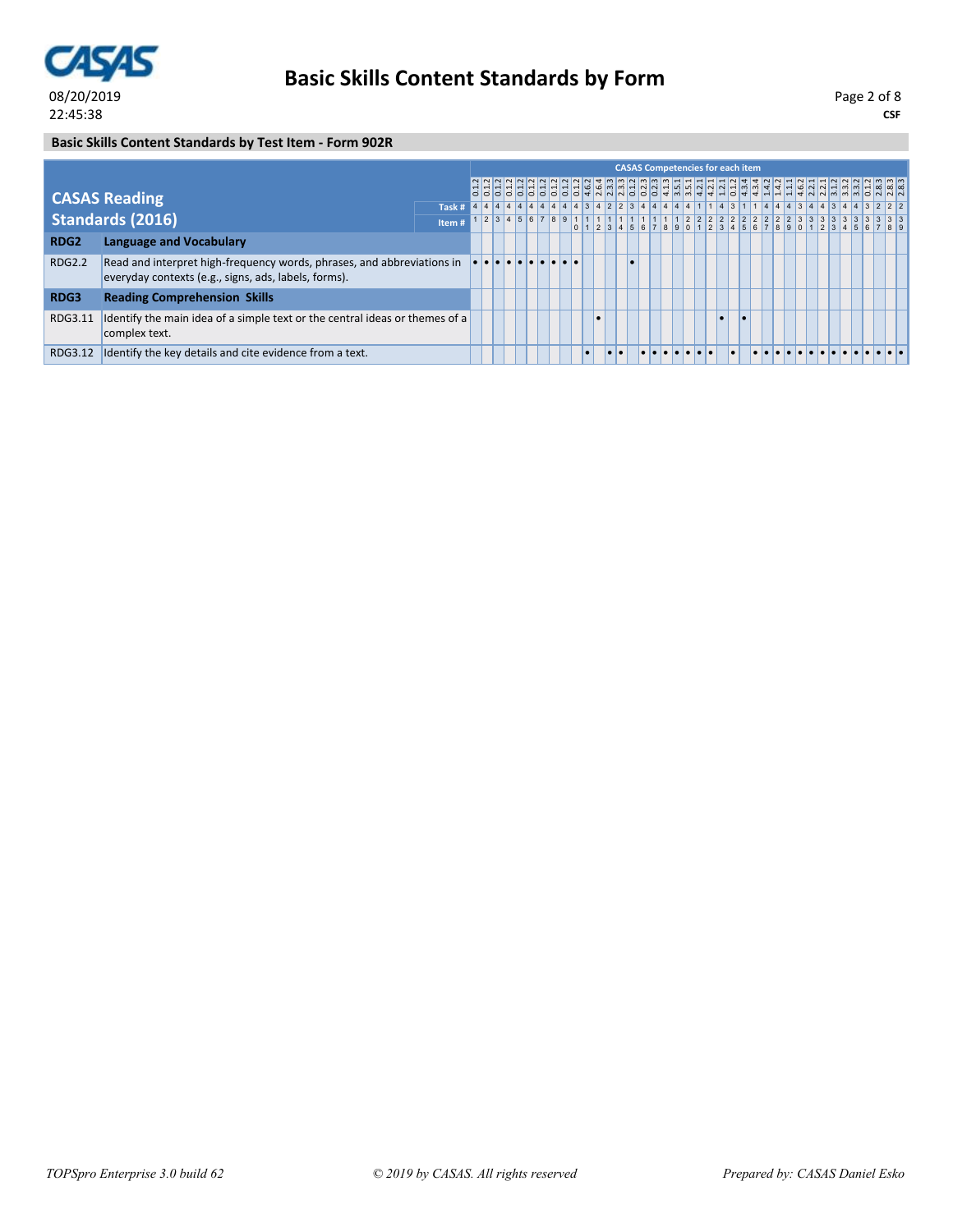## Basic Skills Content Standards by Form

08/20/2019
22:45:38

CSF

### Basic Skills Content Standards by Test Item - Form 902R

CASAS Competencies for each item

| CASAS Reading Standards (2016) | | 1 | 2 | 3 | 4 | 5 | 6 | 7 | 8 | 9 | 10 | 11 | 12 | 13 | 14 | 15 | 16 | 17 | 18 | 19 | 20 | 21 | 22 | 23 | 24 | 25 | 26 | 27 | 28 | 29 | 30 | 31 | 32 | 33 | 34 | 35 | 36 | 37 | 38 | 39 |
|---|---|---|---|---|---|---|---|---|---|---|---|---|---|---|---|---|---|---|---|---|---|---|---|---|---|---|---|---|---|---|---|---|---|---|---|---|---|---|---|---|
| | Competency | 0.1.2 | 0.1.2 | 0.1.2 | 0.1.2 | 0.1.2 | 0.1.2 | 0.1.2 | 0.1.2 | 0.1.2 | 0.1.2 | 4.6.2 | 2.6.4 | 2.3.3 | 2.3.3 | 0.1.2 | 0.2.3 | 0.2.3 | 4.1.3 | 3.5.1 | 3.5.1 | 4.2.1 | 4.2.1 | 1.2.1 | 0.1.2 | 4.3.4 | 4.3.4 | 1.4.2 | 1.4.2 | 1.1.1 | 4.6.2 | 2.2.1 | 2.2.1 | 3.1.2 | 3.3.2 | 3.3.2 | 0.1.2 | 2.8.3 | 2.8.3 | 2.8.3 |
| | Task # | 4 | 4 | 4 | 4 | 4 | 4 | 4 | 4 | 4 | 4 | 3 | 4 | 2 | 2 | 3 | 4 | 4 | 4 | 4 | 4 | 1 | 1 | 4 | 3 | 1 | 1 | 4 | 4 | 4 | 3 | 4 | 4 | 3 | 4 | 4 | 3 | 2 | 2 | 2 |
| **RDG2** | **Language and Vocabulary** | | | | | | | | | | | | | | | | | | | | | | | | | | | | | | | | | | | | | | | |
| RDG2.2 | Read and interpret high-frequency words, phrases, and abbreviations in everyday contexts (e.g., signs, ads, labels, forms). | • | • | • | • | • | • | • | • | • | • | | | | | • | | | | | | | | | | | | | | | | | | | | | | | | |
| **RDG3** | **Reading Comprehension Skills** | | | | | | | | | | | | | | | | | | | | | | | | | | | | | | | | | | | | | | | |
| RDG3.11 | Identify the main idea of a simple text or the central ideas or themes of a complex text. | | | | | | | | | | | | • | | | | | | | | | | | • | | • | | | | | | | | | | | | | | |
| RDG3.12 | Identify the key details and cite evidence from a text. | | | | | | | | | | | • | | • | • | | • | • | • | • | • | • | • | | • | | • | • | • | • | • | • | • | • | • | • | • | • | • | • |

*TOPSpro Enterprise 3.0 build 62* *© 2019 by CASAS. All rights reserved* *Prepared by: CASAS Daniel Esko*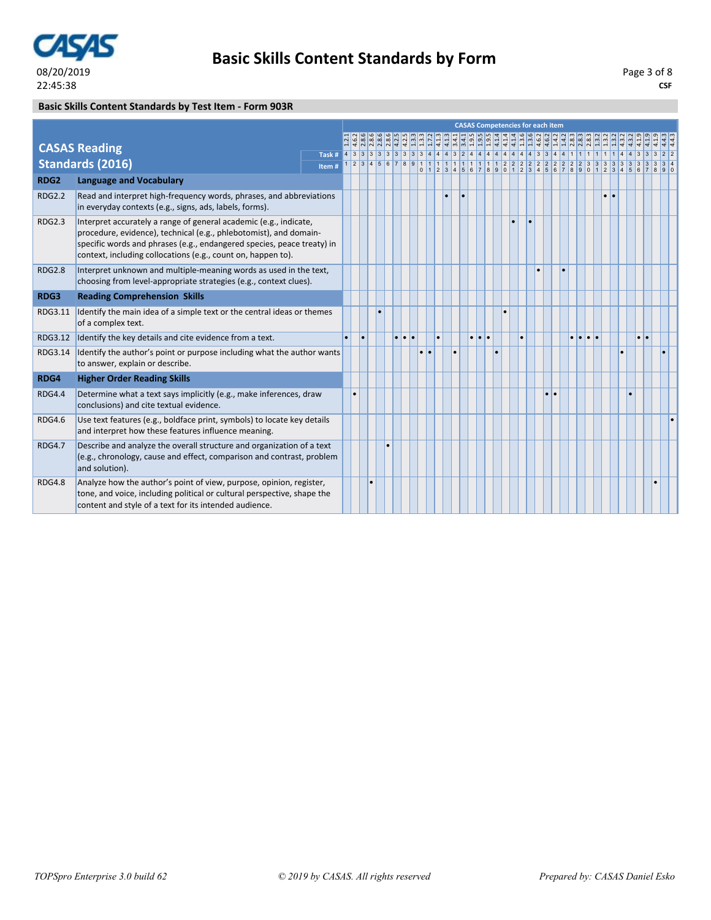## Basic Skills Content Standards by Test Item - Form 903R

**CASAS Reading Standards (2016)**

| Code | Standard | 1 | 2 | 3 | 4 | 5 | 6 | 7 | 8 | 9 | 10 | 11 | 12 | 13 | 14 | 15 | 16 | 17 | 18 | 19 | 20 | 21 | 22 | 23 | 24 | 25 | 26 | 27 | 28 | 29 | 30 | 31 | 32 | 33 | 34 | 35 | 36 | 37 | 38 | 39 | 40 |
|---|---|---|---|---|---|---|---|---|---|---|---|---|---|---|---|---|---|---|---|---|---|---|---|---|---|---|---|---|---|---|---|---|---|---|---|---|---|---|---|---|---|
| | CASAS Competencies for each item | 1.2.1 | 4.6.2 | 2.8.6 | 2.8.6 | 2.8.6 | 2.8.6 | 4.2.5 | 4.2.5 | 1.3.3 | 1.3.3 | 1.7.2 | 4.1.3 | 4.1.3 | 3.4.1 | 3.4.1 | 1.9.5 | 1.9.5 | 1.9.5 | 4.1.4 | 4.1.4 | 4.1.4 | 1.3.6 | 4.6.2 | 4.6.2 | 1.4.2 | 1.4.2 | 2.8.3 | 2.8.3 | 2.8.3 | 1.3.2 | 1.3.2 | 1.3.2 | 4.3.2 | 4.3.2 | 4.1.9 | 4.1.9 | 4.1.9 | 4.1.9 | 4.4.3 | 4.4.3 |
| | Task # | 4 | 3 | 3 | 3 | 3 | 3 | 3 | 3 | 3 | 3 | 4 | 4 | 4 | 3 | 2 | 4 | 4 | 4 | 4 | 4 | 4 | 4 | 3 | 3 | 4 | 4 | 1 | 1 | 1 | 1 | 1 | 1 | 4 | 4 | 3 | 3 | 3 | 3 | 2 | 2 |
| | Item # | 1 | 2 | 3 | 4 | 5 | 6 | 7 | 8 | 9 | 10 | 11 | 12 | 13 | 14 | 15 | 16 | 17 | 18 | 19 | 20 | 21 | 22 | 23 | 24 | 25 | 26 | 27 | 28 | 29 | 30 | 31 | 32 | 33 | 34 | 35 | 36 | 37 | 38 | 39 | 40 |
| **RDG2** | **Language and Vocabulary** | | | | | | | | | | | | | | | | | | | | | | | | | | | | | | | | | | | | | | | | |
| RDG2.2 | Read and interpret high-frequency words, phrases, and abbreviations in everyday contexts (e.g., signs, ads, labels, forms). | | | | | | | | | | | | | • | | • | | | | | | | | | | | | | | | | | • | • | | | | | | | |
| RDG2.3 | Interpret accurately a range of general academic (e.g., indicate, procedure, evidence), technical (e.g., phlebotomist), and domain-specific words and phrases (e.g., endangered species, peace treaty) in context, including collocations (e.g., count on, happen to). | | | | | | | | | | | | | | | | | | | | | • | | • | | | | | | | | | | | | | | | | | |
| RDG2.8 | Interpret unknown and multiple-meaning words as used in the text, choosing from level-appropriate strategies (e.g., context clues). | | | | | | | | | | | | | | | | | | | | | | | | • | | | • | | | | | | | | | | | | | |
| **RDG3** | **Reading Comprehension Skills** | | | | | | | | | | | | | | | | | | | | | | | | | | | | | | | | | | | | | | | | |
| RDG3.11 | Identify the main idea of a simple text or the central ideas or themes of a complex text. | | | | | • | | | | | | | | | | | | | | | • | | | | | | | | | | | | | | | | | | | | |
| RDG3.12 | Identify the key details and cite evidence from a text. | • | | • | | | | • | • | • | | | • | | | | • | • | • | | | | • | | | | | | • | • | • | • | | | | | • | • | | | |
| RDG3.14 | Identify the author's point or purpose including what the author wants to answer, explain or describe. | | | | | | | | | | • | • | | | • | | | | | • | | | | | | | | | | | | | | | • | | | | | • | |
| **RDG4** | **Higher Order Reading Skills** | | | | | | | | | | | | | | | | | | | | | | | | | | | | | | | | | | | | | | | | |
| RDG4.4 | Determine what a text says implicitly (e.g., make inferences, draw conclusions) and cite textual evidence. | | • | | | | | | | | | | | | | | | | | | | | | | | • | • | | | | | | | | | • | | | | | |
| RDG4.6 | Use text features (e.g., boldface print, symbols) to locate key details and interpret how these features influence meaning. | | | | | | | | | | | | | | | | | | | | | | | | | | | | | | | | | | | | | | | | • |
| RDG4.7 | Describe and analyze the overall structure and organization of a text (e.g., chronology, cause and effect, comparison and contrast, problem and solution). | | | | | | • | | | | | | | | | | | | | | | | | | | | | | | | | | | | | | | | | | |
| RDG4.8 | Analyze how the author's point of view, purpose, opinion, register, tone, and voice, including political or cultural perspective, shape the content and style of a text for its intended audience. | | | | • | | | | | | | | | | | | | | | | | | | | | | | | | | | | | | | | | | • | | |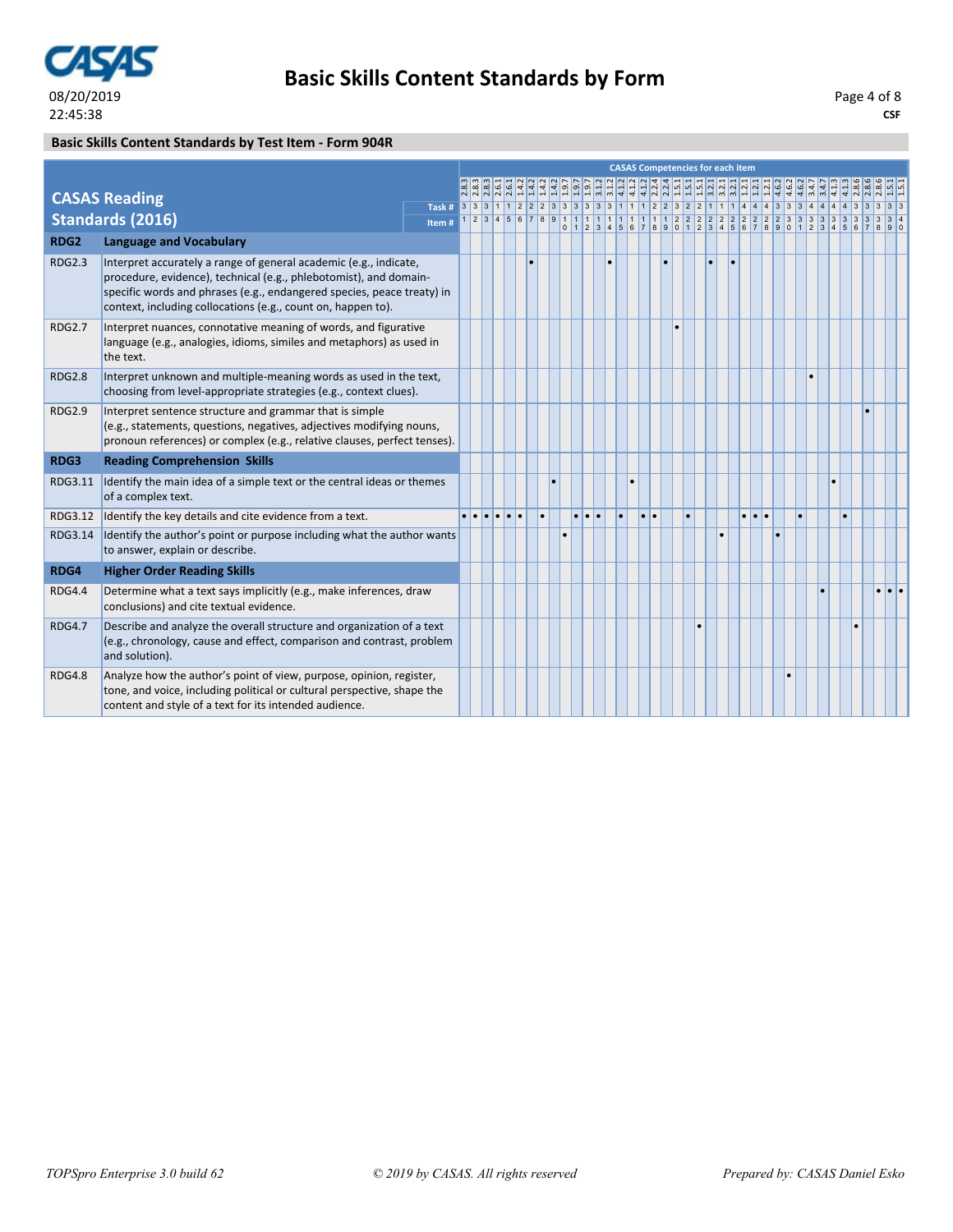# Basic Skills Content Standards by Form

**Basic Skills Content Standards by Test Item - Form 904R**

| **CASAS Reading Standards (2016)** | CASAS Competencies for each item | 2.8.3 | 2.8.3 | 2.8.3 | 2.6.1 | 2.6.1 | 1.4.2 | 1.4.2 | 1.4.2 | 1.4.2 | 1.9.7 | 1.9.7 | 1.9.7 | 3.1.2 | 3.1.2 | 4.1.2 | 4.1.2 | 4.1.2 | 2.2.4 | 2.2.4 | 1.5.1 | 1.5.1 | 1.5.1 | 3.2.1 | 3.2.1 | 3.2.1 | 1.2.1 | 1.2.1 | 1.2.1 | 4.6.2 | 4.6.2 | 4.6.2 | 3.4.7 | 3.4.7 | 4.1.3 | 4.1.3 | 2.8.6 | 2.8.6 | 1.5.1 | 1.5.1 | 1.5.1 |
|---|---|---|---|---|---|---|---|---|---|---|---|---|---|---|---|---|---|---|---|---|---|---|---|---|---|---|---|---|---|---|---|---|---|---|---|---|---|---|---|---|---|
| | Task # | 3 | 3 | 3 | 1 | 1 | 2 | 2 | 2 | 3 | 3 | 3 | 3 | 3 | 3 | 1 | 1 | 1 | 2 | 2 | 3 | 2 | 2 | 1 | 1 | 1 | 1 | 4 | 4 | 4 | 3 | 3 | 3 | 4 | 4 | 4 | 4 | 3 | 3 | 3 | 3 |
| | Item # | 1 | 2 | 3 | 4 | 5 | 6 | 7 | 8 | 9 | 10 | 11 | 12 | 13 | 14 | 15 | 16 | 17 | 18 | 19 | 20 | 21 | 22 | 23 | 24 | 25 | 26 | 27 | 28 | 29 | 30 | 31 | 32 | 33 | 34 | 35 | 36 | 37 | 38 | 39 | 40 |
| **RDG2** | **Language and Vocabulary** | | | | | | | | | | | | | | | | | | | | | | | | | | | | | | | | | | | | | | | | |
| RDG2.3 | Interpret accurately a range of general academic (e.g., indicate, procedure, evidence), technical (e.g., phlebotomist), and domain-specific words and phrases (e.g., endangered species, peace treaty) in context, including collocations (e.g., count on, happen to). | | | | | | | • | | | | | | | • | | | | | • | | | | • | | • | | | | | | | | | | | | | | | |
| RDG2.7 | Interpret nuances, connotative meaning of words, and figurative language (e.g., analogies, idioms, similes and metaphors) as used in the text. | | | | | | | | | | | | | | | | | | | | • | | | | | | | | | | | | | | | | | | | | |
| RDG2.8 | Interpret unknown and multiple-meaning words as used in the text, choosing from level-appropriate strategies (e.g., context clues). | | | | | | | | | | | | | | | | | | | | | | | | | | | | | | | | • | | | | | | | | |
| RDG2.9 | Interpret sentence structure and grammar that is simple (e.g., statements, questions, negatives, adjectives modifying nouns, pronoun references) or complex (e.g., relative clauses, perfect tenses). | | | | | | | | | | | | | | | | | | | | | | | | | | | | | | | | | | | | | • | | | |
| **RDG3** | **Reading Comprehension Skills** | | | | | | | | | | | | | | | | | | | | | | | | | | | | | | | | | | | | | | | | |
| RDG3.11 | Identify the main idea of a simple text or the central ideas or themes of a complex text. | | | | | | | | | • | | | | | | | • | | | | | | | | | | | | | | | | | | • | | | | | | |
| RDG3.12 | Identify the key details and cite evidence from a text. | • | • | • | • | • | • | | • | | | • | • | • | | • | | • | • | | | • | | | | | • | • | • | | | • | | | | • | | | | | |
| RDG3.14 | Identify the author's point or purpose including what the author wants to answer, explain or describe. | | | | | | | | | | • | | | | | | | | | | | | | | • | | | | | • | | | | | | | | | | | |
| **RDG4** | **Higher Order Reading Skills** | | | | | | | | | | | | | | | | | | | | | | | | | | | | | | | | | | | | | | | | |
| RDG4.4 | Determine what a text says implicitly (e.g., make inferences, draw conclusions) and cite textual evidence. | | | | | | | | | | | | | | | | | | | | | | | | | | | | | | | | | • | | | | | • | • | • |
| RDG4.7 | Describe and analyze the overall structure and organization of a text (e.g., chronology, cause and effect, comparison and contrast, problem and solution). | | | | | | | | | | | | | | | | | | | | | | • | | | | | | | | | | | | | | • | | | | |
| RDG4.8 | Analyze how the author's point of view, purpose, opinion, register, tone, and voice, including political or cultural perspective, shape the content and style of a text for its intended audience. | | | | | | | | | | | | | | | | | | | | | | | | | | | | | | • | | | | | | | | | | |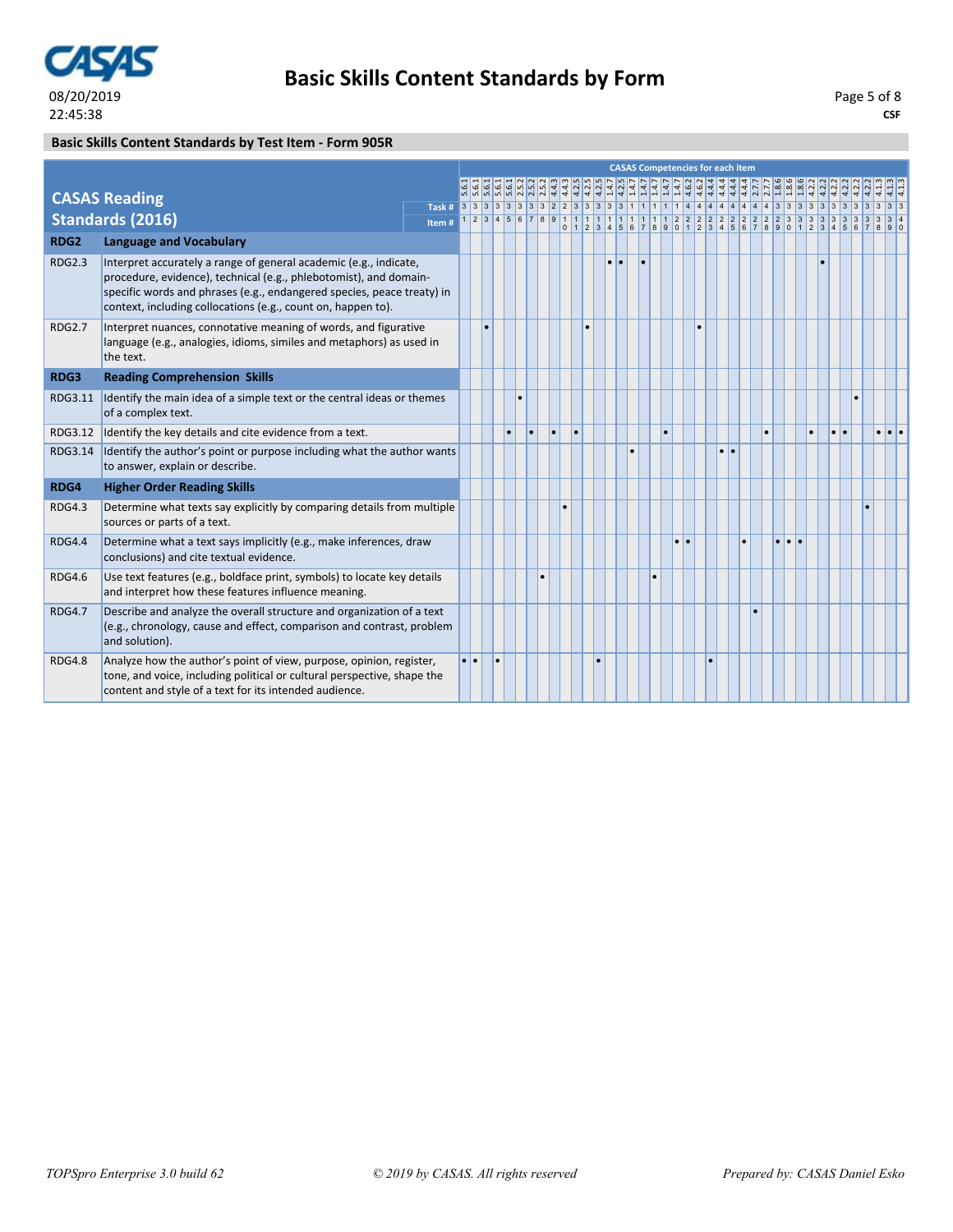# Basic Skills Content Standards by Form

08/20/2019
22:45:38

CSF

## Basic Skills Content Standards by Test Item - Form 905R

**CASAS Reading Standards (2016)** — CASAS Competencies for each item

| | | | | | | | | | | | | | | | | | | | | | | | | | | | | | | | | | | | | | | | | | |
|---|---|---|---|---|---|---|---|---|---|---|---|---|---|---|---|---|---|---|---|---|---|---|---|---|---|---|---|---|---|---|---|---|---|---|---|---|---|---|---|---|---|
| | CASAS Competencies | 5.6.1 | 5.6.1 | 5.6.1 | 5.6.1 | 5.6.1 | 2.5.2 | 2.5.2 | 2.5.2 | 4.4.3 | 4.4.3 | 4.2.5 | 4.2.5 | 4.2.5 | 4.2.5 | 4.2.5 | 1.4.7 | 1.4.7 | 1.4.7 | 1.4.7 | 1.4.7 | 4.6.2 | 4.6.2 | 4.4.4 | 4.4.4 | 4.4.4 | 4.4.4 | 2.7.7 | 2.7.7 | 1.8.6 | 1.8.6 | 1.8.6 | 4.2.2 | 4.2.2 | 4.2.2 | 4.2.2 | 4.2.2 | 4.2.2 | 4.1.3 | 4.1.3 | 4.1.3 |
| | Task # | 3 | 3 | 3 | 3 | 3 | 3 | 3 | 3 | 2 | 2 | 3 | 3 | 3 | 3 | 3 | 1 | 1 | 1 | 1 | 1 | 4 | 4 | 4 | 4 | 4 | 4 | 4 | 4 | 3 | 3 | 3 | 3 | 3 | 3 | 3 | 3 | 3 | 3 | 3 | 3 |
| | Item # | 1 | 2 | 3 | 4 | 5 | 6 | 7 | 8 | 9 | 10 | 11 | 12 | 13 | 14 | 15 | 16 | 17 | 18 | 19 | 20 | 21 | 22 | 23 | 24 | 25 | 26 | 27 | 28 | 29 | 30 | 31 | 32 | 33 | 34 | 35 | 36 | 37 | 38 | 39 | 40 |
| **RDG2** | **Language and Vocabulary** | | | | | | | | | | | | | | | | | | | | | | | | | | | | | | | | | | | | | | | | |
| RDG2.3 | Interpret accurately a range of general academic (e.g., indicate, procedure, evidence), technical (e.g., phlebotomist), and domain-specific words and phrases (e.g., endangered species, peace treaty) in context, including collocations (e.g., count on, happen to). | | | | | | | | | | | | | | • | • | | • | | | | | | | | | | | | | | | | • | | | | | | | |
| RDG2.7 | Interpret nuances, connotative meaning of words, and figurative language (e.g., analogies, idioms, similes and metaphors) as used in the text. | | | • | | | | | | | | | • | | | | | | | | | | • | | | | | | | | | | | | | | | | | | |
| **RDG3** | **Reading Comprehension Skills** | | | | | | | | | | | | | | | | | | | | | | | | | | | | | | | | | | | | | | | | |
| RDG3.11 | Identify the main idea of a simple text or the central ideas or themes of a complex text. | | | | | | • | | | | | | | | | | | | | | | | | | | | | | | | | | | | | | • | | | | |
| RDG3.12 | Identify the key details and cite evidence from a text. | | | | | • | | • | | • | | • | | | | | | | | • | | | | | | | | | • | | | | • | | • | • | | | • | • | • |
| RDG3.14 | Identify the author's point or purpose including what the author wants to answer, explain or describe. | | | | | | | | | | | | | | | | • | | | | | | | | • | • | | | | | | | | | | | | | | | |
| **RDG4** | **Higher Order Reading Skills** | | | | | | | | | | | | | | | | | | | | | | | | | | | | | | | | | | | | | | | | |
| RDG4.3 | Determine what texts say explicitly by comparing details from multiple sources or parts of a text. | | | | | | | | | | • | | | | | | | | | | | | | | | | | | | | | | | | | | | • | | | |
| RDG4.4 | Determine what a text says implicitly (e.g., make inferences, draw conclusions) and cite textual evidence. | | | | | | | | | | | | | | | | | | | | • | • | | | | | • | | | • | • | • | | | | | | | | | |
| RDG4.6 | Use text features (e.g., boldface print, symbols) to locate key details and interpret how these features influence meaning. | | | | | | | | • | | | | | | | | | | • | | | | | | | | | | | | | | | | | | | | | | |
| RDG4.7 | Describe and analyze the overall structure and organization of a text (e.g., chronology, cause and effect, comparison and contrast, problem and solution). | | | | | | | | | | | | | | | | | | | | | | | | | | | • | | | | | | | | | | | | | |
| RDG4.8 | Analyze how the author's point of view, purpose, opinion, register, tone, and voice, including political or cultural perspective, shape the content and style of a text for its intended audience. | • | • | | • | | | | | | | | | • | | | | | | | | | | • | | | | | | | | | | | | | | | | | |

*TOPSpro Enterprise 3.0 build 62* — *© 2019 by CASAS. All rights reserved* — *Prepared by: CASAS Daniel Esko*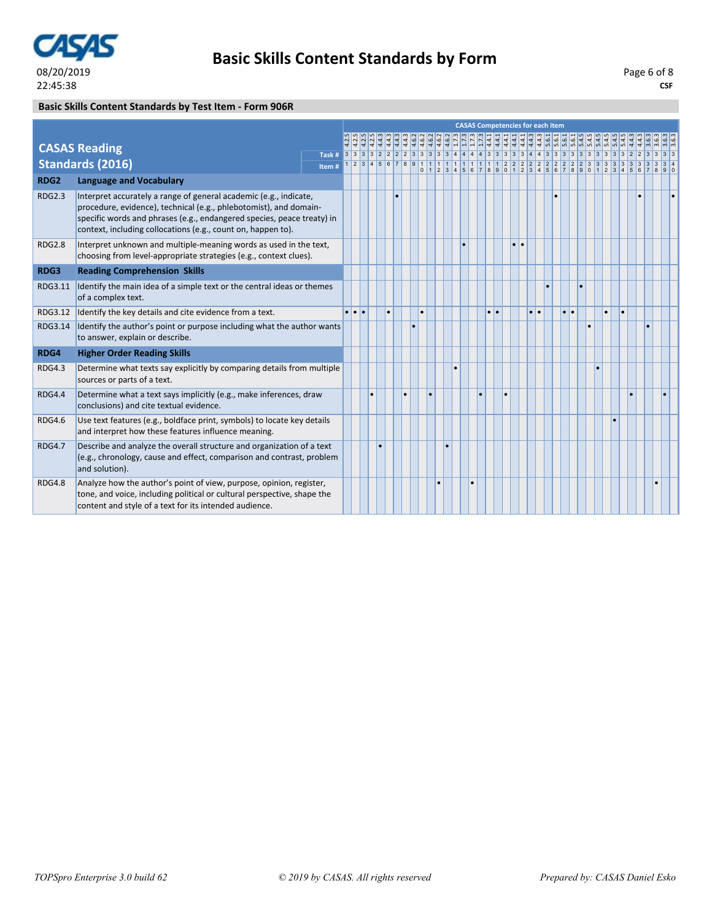## Basic Skills Content Standards by Form

08/20/2019
22:45:38

CSF

### Basic Skills Content Standards by Test Item - Form 906R

**CASAS Reading Standards (2016)**

CASAS Competencies for each item

| CASAS Reading Standards (2016) | | 1 | 2 | 3 | 4 | 5 | 6 | 7 | 8 | 9 | 10 | 11 | 12 | 13 | 14 | 15 | 16 | 17 | 18 | 19 | 20 | 21 | 22 | 23 | 24 | 25 | 26 | 27 | 28 | 29 | 30 | 31 | 32 | 33 | 34 | 35 | 36 | 37 | 38 | 39 | 40 |
|---|---|---|---|---|---|---|---|---|---|---|---|---|---|---|---|---|---|---|---|---|---|---|---|---|---|---|---|---|---|---|---|---|---|---|---|---|---|---|---|---|---|
| | CASAS Competencies | 4.2.5 | 4.2.5 | 4.2.5 | 4.2.5 | 4.4.3 | 4.4.3 | 4.4.3 | 4.4.3 | 4.6.2 | 4.6.2 | 4.6.2 | 4.6.2 | 4.6.2 | 1.7.3 | 1.7.3 | 1.7.3 | 1.7.3 | 4.4.1 | 4.4.1 | 4.4.1 | 4.4.1 | 4.4.1 | 4.4.3 | 4.4.3 | 5.6.1 | 5.6.1 | 5.6.1 | 5.6.1 | 5.4.5 | 5.4.5 | 5.4.5 | 5.4.5 | 5.4.5 | 5.4.5 | 4.4.3 | 4.4.3 | 3.6.3 | 3.6.3 | 3.6.3 | 3.6.3 |
| | Task # | 3 | 3 | 3 | 3 | 2 | 2 | 2 | 2 | 3 | 3 | 3 | 3 | 3 | 4 | 4 | 4 | 4 | 3 | 3 | 3 | 3 | 3 | 4 | 4 | 3 | 3 | 3 | 3 | 3 | 3 | 3 | 3 | 3 | 3 | 2 | 2 | 3 | 3 | 3 | 3 |
| | Item # | 1 | 2 | 3 | 4 | 5 | 6 | 7 | 8 | 9 | 10 | 11 | 12 | 13 | 14 | 15 | 16 | 17 | 18 | 19 | 20 | 21 | 22 | 23 | 24 | 25 | 26 | 27 | 28 | 29 | 30 | 31 | 32 | 33 | 34 | 35 | 36 | 37 | 38 | 39 | 40 |
| **RDG2** | **Language and Vocabulary** | | | | | | | | | | | | | | | | | | | | | | | | | | | | | | | | | | | | | | | | |
| RDG2.3 | Interpret accurately a range of general academic (e.g., indicate, procedure, evidence), technical (e.g., phlebotomist), and domain-specific words and phrases (e.g., endangered species, peace treaty) in context, including collocations (e.g., count on, happen to). | | | | | | | • | | | | | | | | | | | | | | | | | | | • | | | | | | | | | | • | | | | • |
| RDG2.8 | Interpret unknown and multiple-meaning words as used in the text, choosing from level-appropriate strategies (e.g., context clues). | | | | | | | | | | | | | | | • | | | | | | • | • | | | | | | | | | | | | | | | | | | |
| **RDG3** | **Reading Comprehension Skills** | | | | | | | | | | | | | | | | | | | | | | | | | | | | | | | | | | | | | | | | |
| RDG3.11 | Identify the main idea of a simple text or the central ideas or themes of a complex text. | | | | | | | | | | | | | | | | | | | | | | | | | • | | | | • | | | | | | | | | | | |
| RDG3.12 | Identify the key details and cite evidence from a text. | • | • | • | | | • | | | | • | | | | | | | | • | • | | | | • | • | | | • | • | | | | • | | • | | | | | | |
| RDG3.14 | Identify the author's point or purpose including what the author wants to answer, explain or describe. | | | | | | | | | • | | | | | | | | | | | | | | | | | | | | | • | | | | | | | • | | | |
| **RDG4** | **Higher Order Reading Skills** | | | | | | | | | | | | | | | | | | | | | | | | | | | | | | | | | | | | | | | | |
| RDG4.3 | Determine what texts say explicitly by comparing details from multiple sources or parts of a text. | | | | | | | | | | | | | | • | | | | | | | | | | | | | | | | | • | | | | | | | | | |
| RDG4.4 | Determine what a text says implicitly (e.g., make inferences, draw conclusions) and cite textual evidence. | | | | • | | | | • | | | • | | | | | | • | | | • | | | | | | | | | | | | | | | • | | | | • | |
| RDG4.6 | Use text features (e.g., boldface print, symbols) to locate key details and interpret how these features influence meaning. | | | | | | | | | | | | | | | | | | | | | | | | | | | | | | | | | • | | | | | | | |
| RDG4.7 | Describe and analyze the overall structure and organization of a text (e.g., chronology, cause and effect, comparison and contrast, problem and solution). | | | | | • | | | | | | | | • | | | | | | | | | | | | | | | | | | | | | | | | | | | |
| RDG4.8 | Analyze how the author's point of view, purpose, opinion, register, tone, and voice, including political or cultural perspective, shape the content and style of a text for its intended audience. | | | | | | | | | | | | • | | | | • | | | | | | | | | | | | | | | | | | | | | | • | | |

*TOPSpro Enterprise 3.0 build 62* | *© 2019 by CASAS. All rights reserved* | *Prepared by: CASAS Daniel Esko*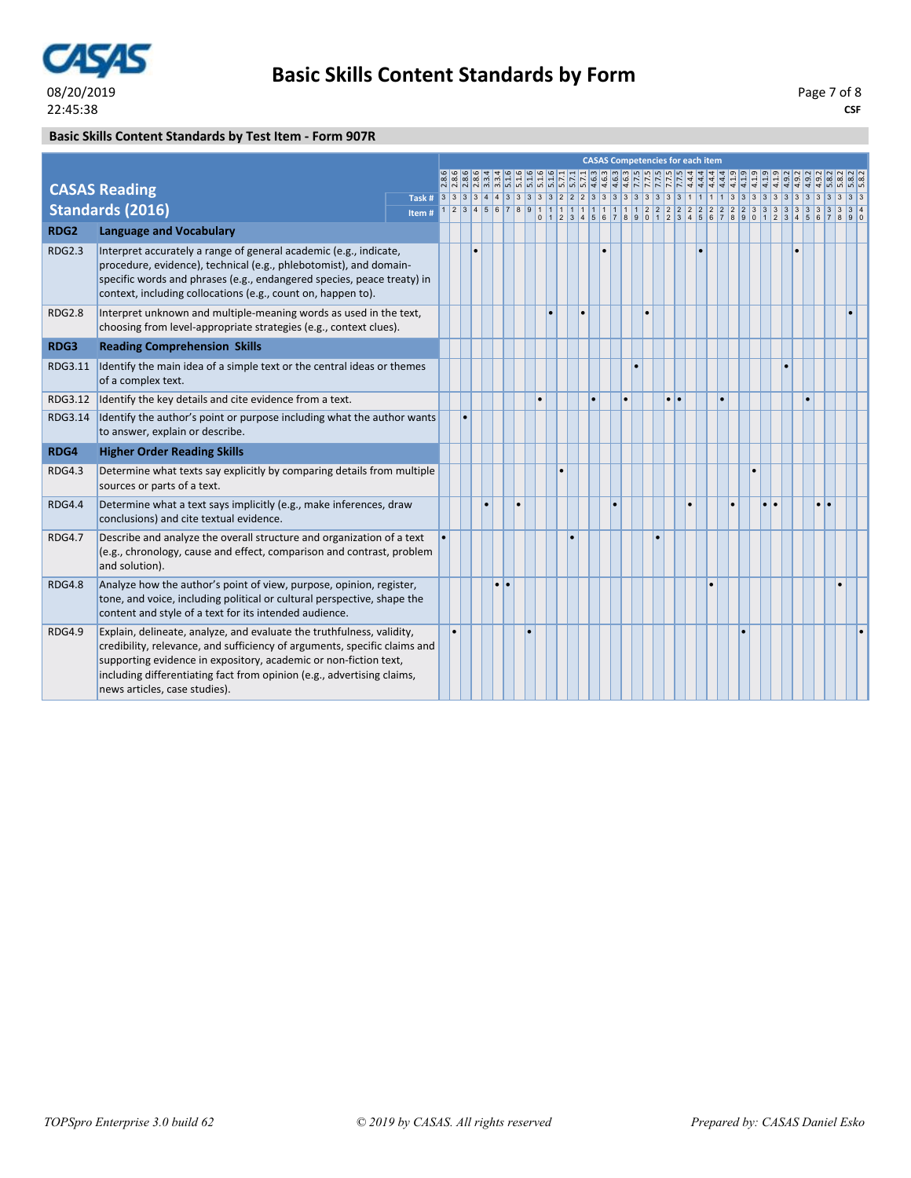**Basic Skills Content Standards by Form**

08/20/2019
22:45:38

CSF

## Basic Skills Content Standards by Test Item - Form 907R

**CASAS Reading Standards (2016)** — CASAS Competencies for each item

| Code | Standard | 1 | 2 | 3 | 4 | 5 | 6 | 7 | 8 | 9 | 10 | 11 | 12 | 13 | 14 | 15 | 16 | 17 | 18 | 19 | 20 | 21 | 22 | 23 | 24 | 25 | 26 | 27 | 28 | 29 | 30 | 31 | 32 | 33 | 34 | 35 | 36 | 37 | 38 | 39 | 40 |
|---|---|---|---|---|---|---|---|---|---|---|---|---|---|---|---|---|---|---|---|---|---|---|---|---|---|---|---|---|---|---|---|---|---|---|---|---|---|---|---|---|---|
| | CASAS Competency | 2.8.6 | 2.8.6 | 2.8.6 | 2.8.6 | 3.3.4 | 3.3.4 | 5.1.6 | 5.1.6 | 5.1.6 | 5.1.6 | 5.1.6 | 5.7.1 | 5.7.1 | 5.7.1 | 4.6.3 | 4.6.3 | 4.6.3 | 4.6.3 | 7.7.5 | 7.7.5 | 7.7.5 | 7.7.5 | 7.7.5 | 4.4.4 | 4.4.4 | 4.4.4 | 4.4.4 | 4.1.9 | 4.1.9 | 4.1.9 | 4.1.9 | 4.1.9 | 4.9.2 | 4.9.2 | 4.9.2 | 4.9.2 | 5.8.2 | 5.8.2 | 5.8.2 | 5.8.2 |
| | Task # | 3 | 3 | 3 | 3 | 4 | 4 | 3 | 3 | 3 | 3 | 3 | 2 | 2 | 2 | 3 | 3 | 3 | 3 | 3 | 3 | 3 | 3 | 3 | 1 | 1 | 1 | 1 | 3 | 3 | 3 | 3 | 3 | 3 | 3 | 3 | 3 | 3 | 3 | 3 | 3 |
| **RDG2** | **Language and Vocabulary** | | | | | | | | | | | | | | | | | | | | | | | | | | | | | | | | | | | | | | | | |
| RDG2.3 | Interpret accurately a range of general academic (e.g., indicate, procedure, evidence), technical (e.g., phlebotomist), and domain-specific words and phrases (e.g., endangered species, peace treaty) in context, including collocations (e.g., count on, happen to). | | | | • | | | | | | | | | | | | • | | | | | | | | | • | | | | | | | | | • | | | | | | |
| RDG2.8 | Interpret unknown and multiple-meaning words as used in the text, choosing from level-appropriate strategies (e.g., context clues). | | | | | | | | | | | • | | | • | | | | | | • | | | | | | | | | | | | | | | | | | | • | |
| **RDG3** | **Reading Comprehension Skills** | | | | | | | | | | | | | | | | | | | | | | | | | | | | | | | | | | | | | | | | |
| RDG3.11 | Identify the main idea of a simple text or the central ideas or themes of a complex text. | | | | | | | | | | | | | | | | | | | • | | | | | | | | | | | | | | • | | | | | | | |
| RDG3.12 | Identify the key details and cite evidence from a text. | | | | | | | | | | • | | | | | • | | | • | | | | • | • | | | | • | | | | | | | | • | | | | | |
| RDG3.14 | Identify the author's point or purpose including what the author wants to answer, explain or describe. | | | • | | | | | | | | | | | | | | | | | | | | | | | | | | | | | | | | | | | | | |
| **RDG4** | **Higher Order Reading Skills** | | | | | | | | | | | | | | | | | | | | | | | | | | | | | | | | | | | | | | | | |
| RDG4.3 | Determine what texts say explicitly by comparing details from multiple sources or parts of a text. | | | | | | | | | | | | • | | | | | | | | | | | | | | | | | | • | | | | | | | | | | |
| RDG4.4 | Determine what a text says implicitly (e.g., make inferences, draw conclusions) and cite textual evidence. | | | | | • | | | • | | | | | | | | | • | | | | | | | • | | | | • | | | • | • | | | | • | • | | | |
| RDG4.7 | Describe and analyze the overall structure and organization of a text (e.g., chronology, cause and effect, comparison and contrast, problem and solution). | • | | | | | | | | | | | | • | | | | | | | | • | | | | | | | | | | | | | | | | | | | |
| RDG4.8 | Analyze how the author's point of view, purpose, opinion, register, tone, and voice, including political or cultural perspective, shape the content and style of a text for its intended audience. | | | | | | • | • | | | | | | | | | | | | | | | | | | | • | | | | | | | | | | | | • | | |
| RDG4.9 | Explain, delineate, analyze, and evaluate the truthfulness, validity, credibility, relevance, and sufficiency of arguments, specific claims and supporting evidence in expository, academic or non-fiction text, including differentiating fact from opinion (e.g., advertising claims, news articles, case studies). | | • | | | | | | | • | | | | | | | | | | | | | | | | | | | | • | | | | | | | | | | | • |

*TOPSpro Enterprise 3.0 build 62* — *© 2019 by CASAS. All rights reserved* — *Prepared by: CASAS Daniel Esko*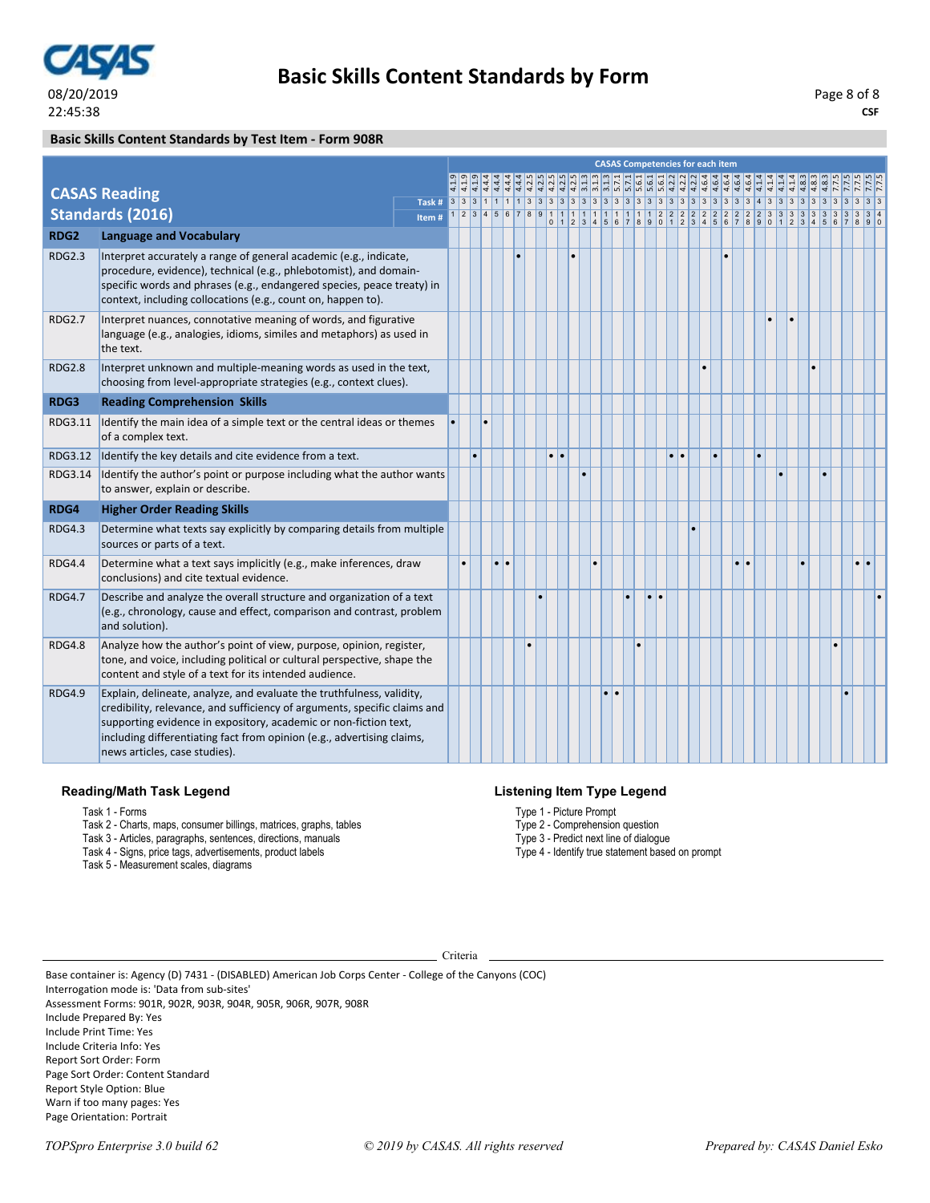# Basic Skills Content Standards by Form

08/20/2019
22:45:38

CSF

## Basic Skills Content Standards by Test Item - Form 908R

CASAS Competencies for each item

| CASAS Reading Standards (2016) | | 1 | 2 | 3 | 4 | 5 | 6 | 7 | 8 | 9 | 10 | 11 | 12 | 13 | 14 | 15 | 16 | 17 | 18 | 19 | 20 | 21 | 22 | 23 | 24 | 25 | 26 | 27 | 28 | 29 | 30 | 31 | 32 | 33 | 34 | 35 | 36 | 37 | 38 | 39 | 40 |
|---|---|---|---|---|---|---|---|---|---|---|---|---|---|---|---|---|---|---|---|---|---|---|---|---|---|---|---|---|---|---|---|---|---|---|---|---|---|---|---|---|---|
| | CASAS Competency | 4.1.9 | 4.1.9 | 4.1.9 | 4.4.4 | 4.4.4 | 4.4.4 | 4.4.4 | 4.2.5 | 4.2.5 | 4.2.5 | 4.2.5 | 4.2.5 | 3.1.3 | 3.1.3 | 3.1.3 | 5.7.1 | 5.7.1 | 5.6.1 | 5.6.1 | 5.6.1 | 4.2.2 | 4.2.2 | 4.2.2 | 4.6.4 | 4.6.4 | 4.6.4 | 4.6.4 | 4.6.4 | 4.1.4 | 4.1.4 | 4.1.4 | 4.1.4 | 4.8.3 | 4.8.3 | 4.8.3 | 7.7.5 | 7.7.5 | 7.7.5 | 7.7.5 | 7.7.5 |
| | Task # | 3 | 3 | 3 | 1 | 1 | 1 | 1 | 3 | 3 | 3 | 3 | 3 | 3 | 3 | 3 | 3 | 3 | 3 | 3 | 3 | 3 | 3 | 3 | 3 | 3 | 3 | 3 | 3 | 4 | 3 | 3 | 3 | 3 | 3 | 3 | 3 | 3 | 3 | 3 | 3 |
| | Item # | 1 | 2 | 3 | 4 | 5 | 6 | 7 | 8 | 9 | 10 | 11 | 12 | 13 | 14 | 15 | 16 | 17 | 18 | 19 | 20 | 21 | 22 | 23 | 24 | 25 | 26 | 27 | 28 | 29 | 30 | 31 | 32 | 33 | 34 | 35 | 36 | 37 | 38 | 39 | 40 |
| **RDG2** | **Language and Vocabulary** | | | | | | | | | | | | | | | | | | | | | | | | | | | | | | | | | | | | | | | | |
| RDG2.3 | Interpret accurately a range of general academic (e.g., indicate, procedure, evidence), technical (e.g., phlebotomist), and domain-specific words and phrases (e.g., endangered species, peace treaty) in context, including collocations (e.g., count on, happen to). | | | | | | | • | | | | | • | | | | | | | | | | | | | | • | | | | | | | | | | | | | | |
| RDG2.7 | Interpret nuances, connotative meaning of words, and figurative language (e.g., analogies, idioms, similes and metaphors) as used in the text. | | | | | | | | | | | | | | | | | | | | | | | | | | | | | | • | | • | | | | | | | | |
| RDG2.8 | Interpret unknown and multiple-meaning words as used in the text, choosing from level-appropriate strategies (e.g., context clues). | | | | | | | | | | | | | | | | | | | | | | | | • | | | | | | | | | | • | | | | | | |
| **RDG3** | **Reading Comprehension Skills** | | | | | | | | | | | | | | | | | | | | | | | | | | | | | | | | | | | | | | | | |
| RDG3.11 | Identify the main idea of a simple text or the central ideas or themes of a complex text. | • | | | • | | | | | | | | | | | | | | | | | | | | | | | | | | | | | | | | | | | | |
| RDG3.12 | Identify the key details and cite evidence from a text. | | | • | | | | | | | • | • | | | | | | | | | | • | • | | | • | | | | • | | | | | | | | | | | |
| RDG3.14 | Identify the author's point or purpose including what the author wants to answer, explain or describe. | | | | | | | | | | | | | • | | | | | | | | | | | | | | | | | | • | | | | • | | | | | |
| **RDG4** | **Higher Order Reading Skills** | | | | | | | | | | | | | | | | | | | | | | | | | | | | | | | | | | | | | | | | |
| RDG4.3 | Determine what texts say explicitly by comparing details from multiple sources or parts of a text. | | | | | | | | | | | | | | | | | | | | | | | • | | | | | | | | | | | | | | | | | |
| RDG4.4 | Determine what a text says implicitly (e.g., make inferences, draw conclusions) and cite textual evidence. | | • | | | • | • | | | | | | | | • | | | | | | | | | | | | | • | • | | | | | • | | | | | • | • | |
| RDG4.7 | Describe and analyze the overall structure and organization of a text (e.g., chronology, cause and effect, comparison and contrast, problem and solution). | | | | | | | | | • | | | | | | | | • | | • | • | | | | | | | | | | | | | | | | | | | | • |
| RDG4.8 | Analyze how the author's point of view, purpose, opinion, register, tone, and voice, including political or cultural perspective, shape the content and style of a text for its intended audience. | | | | | | | | • | | | | | | | | | | • | | | | | | | | | | | | | | | | | | • | | | | |
| RDG4.9 | Explain, delineate, analyze, and evaluate the truthfulness, validity, credibility, relevance, and sufficiency of arguments, specific claims and supporting evidence in expository, academic or non-fiction text, including differentiating fact from opinion (e.g., advertising claims, news articles, case studies). | | | | | | | | | | | | | | | • | • | | | | | | | | | | | | | | | | | | | | | • | | | |

### Reading/Math Task Legend

Task 1 - Forms
Task 2 - Charts, maps, consumer billings, matrices, graphs, tables
Task 3 - Articles, paragraphs, sentences, directions, manuals
Task 4 - Signs, price tags, advertisements, product labels
Task 5 - Measurement scales, diagrams

### Listening Item Type Legend

Type 1 - Picture Prompt
Type 2 - Comprehension question
Type 3 - Predict next line of dialogue
Type 4 - Identify true statement based on prompt

Criteria

Base container is: Agency (D) 7431 - (DISABLED) American Job Corps Center - College of the Canyons (COC)
Interrogation mode is: 'Data from sub-sites'
Assessment Forms: 901R, 902R, 903R, 904R, 905R, 906R, 907R, 908R
Include Prepared By: Yes
Include Print Time: Yes
Include Criteria Info: Yes
Report Sort Order: Form
Page Sort Order: Content Standard
Report Style Option: Blue
Warn if too many pages: Yes
Page Orientation: Portrait

*TOPSpro Enterprise 3.0 build 62* *© 2019 by CASAS. All rights reserved* *Prepared by: CASAS Daniel Esko*